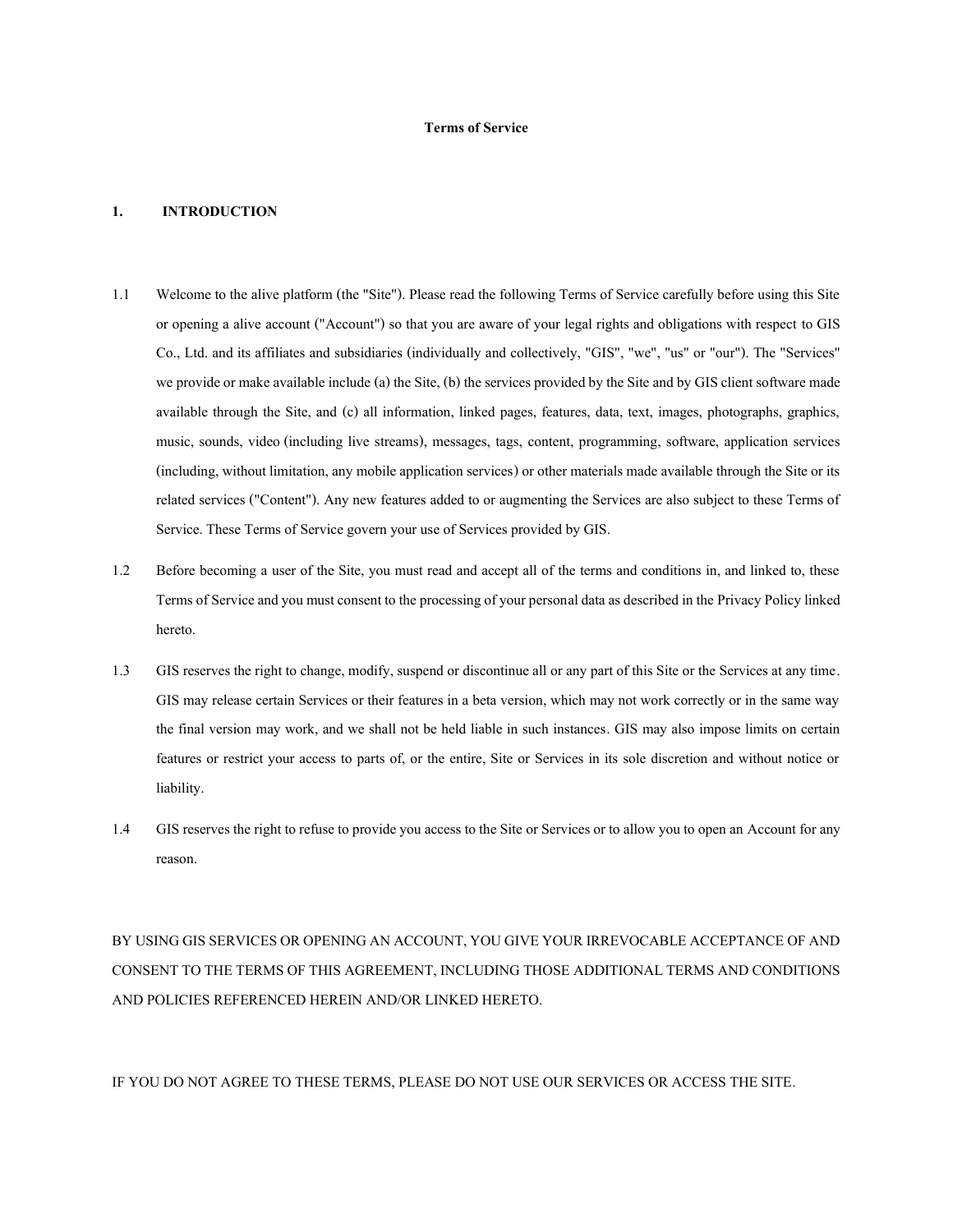# Terms of Service

## 1. INTRODUCTION

1.1 Welcome to the alive platform (the "Site"). Please read the following Terms of Service carefully before using this Site or opening a alive account ("Account") so that you are aware of your legal rights and obligations with respect to GIS Co., Ltd. and its affiliates and subsidiaries (individually and collectively, "GIS", "we", "us" or "our"). The "Services" we provide or make available include (a) the Site, (b) the services provided by the Site and by GIS client software made available through the Site, and (c) all information, linked pages, features, data, text, images, photographs, graphics, music, sounds, video (including live streams), messages, tags, content, programming, software, application services (including, without limitation, any mobile application services) or other materials made available through the Site or its related services ("Content"). Any new features added to or augmenting the Services are also subject to these Terms of Service. These Terms of Service govern your use of Services provided by GIS.

1.2 Before becoming a user of the Site, you must read and accept all of the terms and conditions in, and linked to, these Terms of Service and you must consent to the processing of your personal data as described in the Privacy Policy linked hereto.

1.3 GIS reserves the right to change, modify, suspend or discontinue all or any part of this Site or the Services at any time. GIS may release certain Services or their features in a beta version, which may not work correctly or in the same way the final version may work, and we shall not be held liable in such instances. GIS may also impose limits on certain features or restrict your access to parts of, or the entire, Site or Services in its sole discretion and without notice or liability.

1.4 GIS reserves the right to refuse to provide you access to the Site or Services or to allow you to open an Account for any reason.

BY USING GIS SERVICES OR OPENING AN ACCOUNT, YOU GIVE YOUR IRREVOCABLE ACCEPTANCE OF AND CONSENT TO THE TERMS OF THIS AGREEMENT, INCLUDING THOSE ADDITIONAL TERMS AND CONDITIONS AND POLICIES REFERENCED HEREIN AND/OR LINKED HERETO.

IF YOU DO NOT AGREE TO THESE TERMS, PLEASE DO NOT USE OUR SERVICES OR ACCESS THE SITE.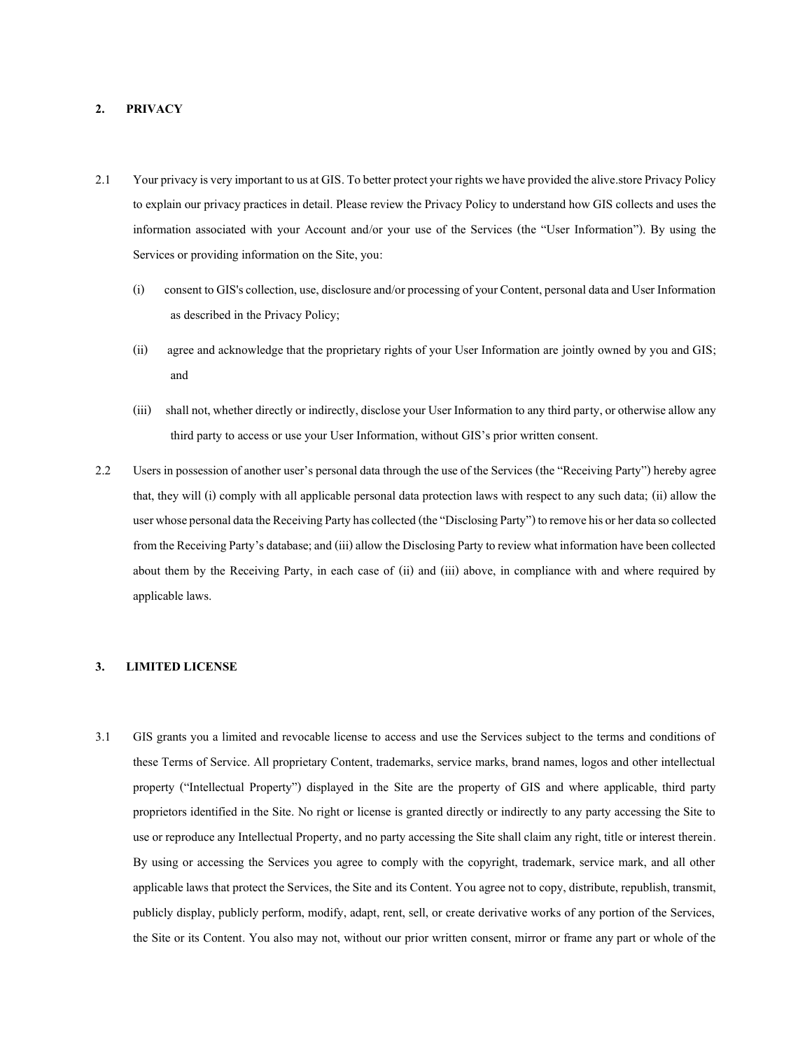## 2. PRIVACY

2.1 Your privacy is very important to us at GIS. To better protect your rights we have provided the alive.store Privacy Policy to explain our privacy practices in detail. Please review the Privacy Policy to understand how GIS collects and uses the information associated with your Account and/or your use of the Services (the "User Information"). By using the Services or providing information on the Site, you:

(i) consent to GIS's collection, use, disclosure and/or processing of your Content, personal data and User Information as described in the Privacy Policy;

(ii) agree and acknowledge that the proprietary rights of your User Information are jointly owned by you and GIS; and

(iii) shall not, whether directly or indirectly, disclose your User Information to any third party, or otherwise allow any third party to access or use your User Information, without GIS's prior written consent.

2.2 Users in possession of another user's personal data through the use of the Services (the "Receiving Party") hereby agree that, they will (i) comply with all applicable personal data protection laws with respect to any such data; (ii) allow the user whose personal data the Receiving Party has collected (the "Disclosing Party") to remove his or her data so collected from the Receiving Party's database; and (iii) allow the Disclosing Party to review what information have been collected about them by the Receiving Party, in each case of (ii) and (iii) above, in compliance with and where required by applicable laws.

## 3. LIMITED LICENSE

3.1 GIS grants you a limited and revocable license to access and use the Services subject to the terms and conditions of these Terms of Service. All proprietary Content, trademarks, service marks, brand names, logos and other intellectual property ("Intellectual Property") displayed in the Site are the property of GIS and where applicable, third party proprietors identified in the Site. No right or license is granted directly or indirectly to any party accessing the Site to use or reproduce any Intellectual Property, and no party accessing the Site shall claim any right, title or interest therein. By using or accessing the Services you agree to comply with the copyright, trademark, service mark, and all other applicable laws that protect the Services, the Site and its Content. You agree not to copy, distribute, republish, transmit, publicly display, publicly perform, modify, adapt, rent, sell, or create derivative works of any portion of the Services, the Site or its Content. You also may not, without our prior written consent, mirror or frame any part or whole of the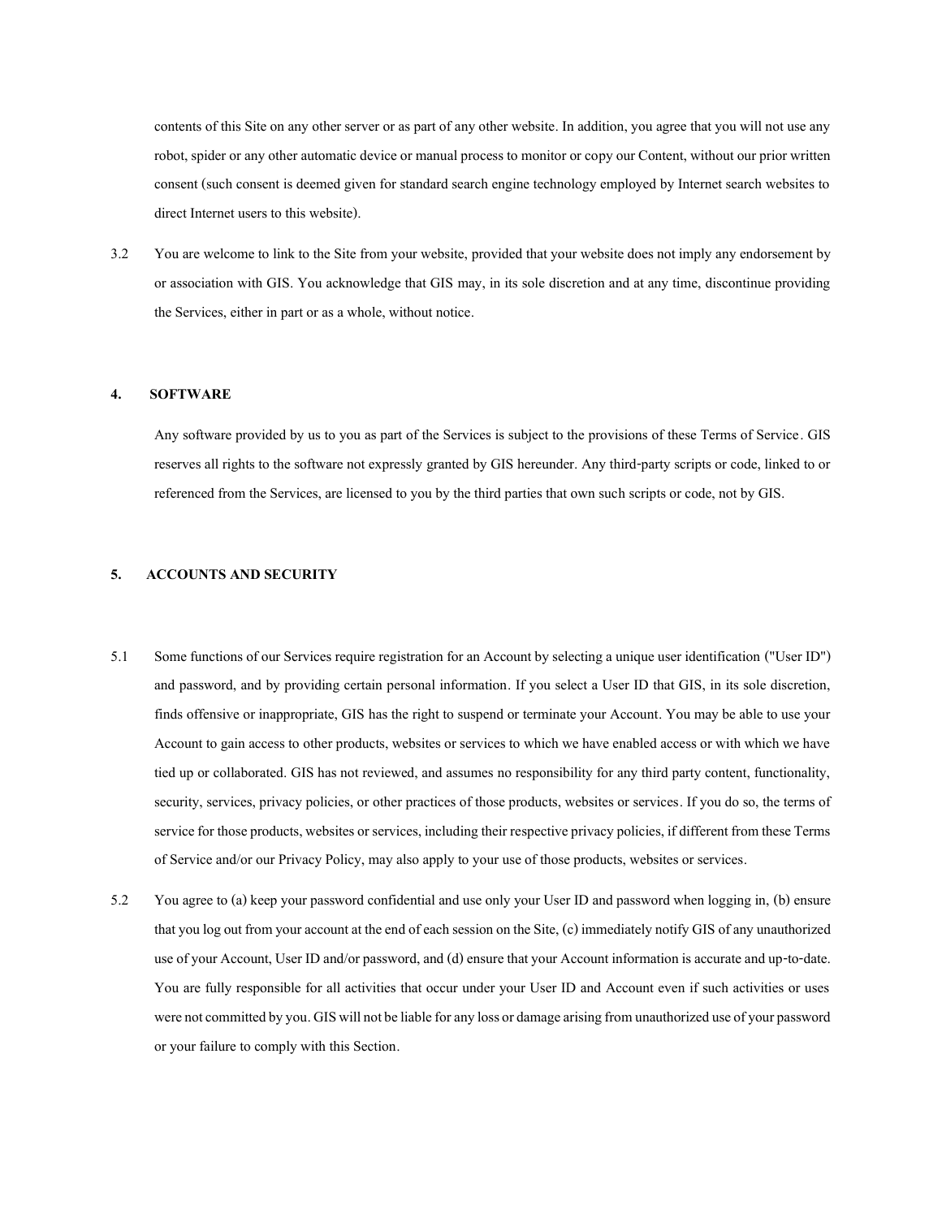contents of this Site on any other server or as part of any other website. In addition, you agree that you will not use any robot, spider or any other automatic device or manual process to monitor or copy our Content, without our prior written consent (such consent is deemed given for standard search engine technology employed by Internet search websites to direct Internet users to this website).

3.2 You are welcome to link to the Site from your website, provided that your website does not imply any endorsement by or association with GIS. You acknowledge that GIS may, in its sole discretion and at any time, discontinue providing the Services, either in part or as a whole, without notice.

## 4. SOFTWARE

Any software provided by us to you as part of the Services is subject to the provisions of these Terms of Service. GIS reserves all rights to the software not expressly granted by GIS hereunder. Any third-party scripts or code, linked to or referenced from the Services, are licensed to you by the third parties that own such scripts or code, not by GIS.

## 5. ACCOUNTS AND SECURITY

5.1 Some functions of our Services require registration for an Account by selecting a unique user identification ("User ID") and password, and by providing certain personal information. If you select a User ID that GIS, in its sole discretion, finds offensive or inappropriate, GIS has the right to suspend or terminate your Account. You may be able to use your Account to gain access to other products, websites or services to which we have enabled access or with which we have tied up or collaborated. GIS has not reviewed, and assumes no responsibility for any third party content, functionality, security, services, privacy policies, or other practices of those products, websites or services. If you do so, the terms of service for those products, websites or services, including their respective privacy policies, if different from these Terms of Service and/or our Privacy Policy, may also apply to your use of those products, websites or services.

5.2 You agree to (a) keep your password confidential and use only your User ID and password when logging in, (b) ensure that you log out from your account at the end of each session on the Site, (c) immediately notify GIS of any unauthorized use of your Account, User ID and/or password, and (d) ensure that your Account information is accurate and up-to-date. You are fully responsible for all activities that occur under your User ID and Account even if such activities or uses were not committed by you. GIS will not be liable for any loss or damage arising from unauthorized use of your password or your failure to comply with this Section.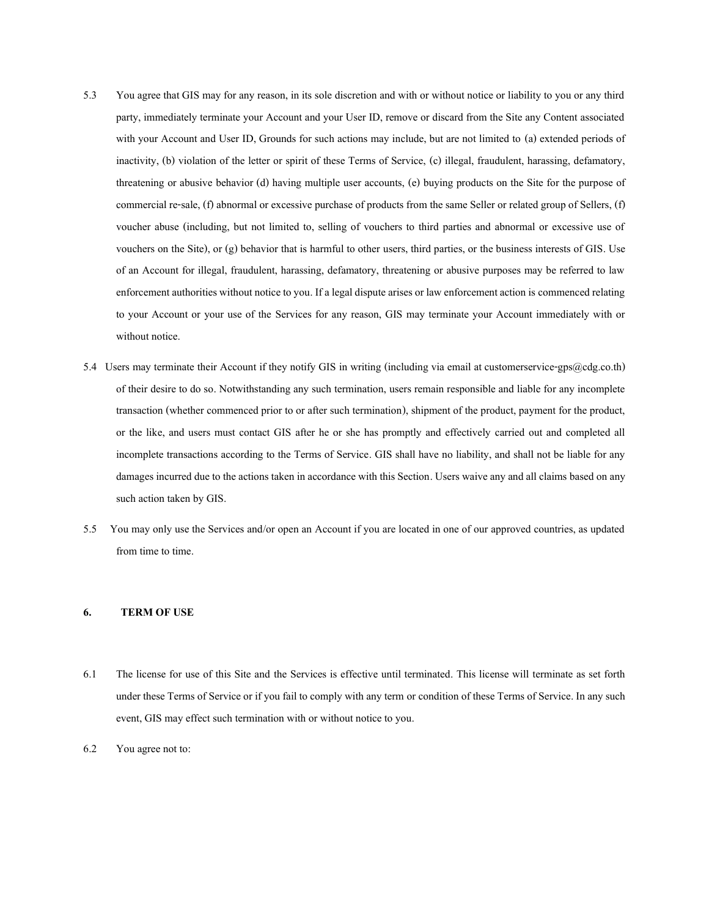5.3 You agree that GIS may for any reason, in its sole discretion and with or without notice or liability to you or any third party, immediately terminate your Account and your User ID, remove or discard from the Site any Content associated with your Account and User ID, Grounds for such actions may include, but are not limited to (a) extended periods of inactivity, (b) violation of the letter or spirit of these Terms of Service, (c) illegal, fraudulent, harassing, defamatory, threatening or abusive behavior (d) having multiple user accounts, (e) buying products on the Site for the purpose of commercial re-sale, (f) abnormal or excessive purchase of products from the same Seller or related group of Sellers, (f) voucher abuse (including, but not limited to, selling of vouchers to third parties and abnormal or excessive use of vouchers on the Site), or (g) behavior that is harmful to other users, third parties, or the business interests of GIS. Use of an Account for illegal, fraudulent, harassing, defamatory, threatening or abusive purposes may be referred to law enforcement authorities without notice to you. If a legal dispute arises or law enforcement action is commenced relating to your Account or your use of the Services for any reason, GIS may terminate your Account immediately with or without notice.

5.4 Users may terminate their Account if they notify GIS in writing (including via email at customerservice-gps@cdg.co.th) of their desire to do so. Notwithstanding any such termination, users remain responsible and liable for any incomplete transaction (whether commenced prior to or after such termination), shipment of the product, payment for the product, or the like, and users must contact GIS after he or she has promptly and effectively carried out and completed all incomplete transactions according to the Terms of Service. GIS shall have no liability, and shall not be liable for any damages incurred due to the actions taken in accordance with this Section. Users waive any and all claims based on any such action taken by GIS.

5.5 You may only use the Services and/or open an Account if you are located in one of our approved countries, as updated from time to time.

## 6. TERM OF USE

6.1 The license for use of this Site and the Services is effective until terminated. This license will terminate as set forth under these Terms of Service or if you fail to comply with any term or condition of these Terms of Service. In any such event, GIS may effect such termination with or without notice to you.

6.2 You agree not to: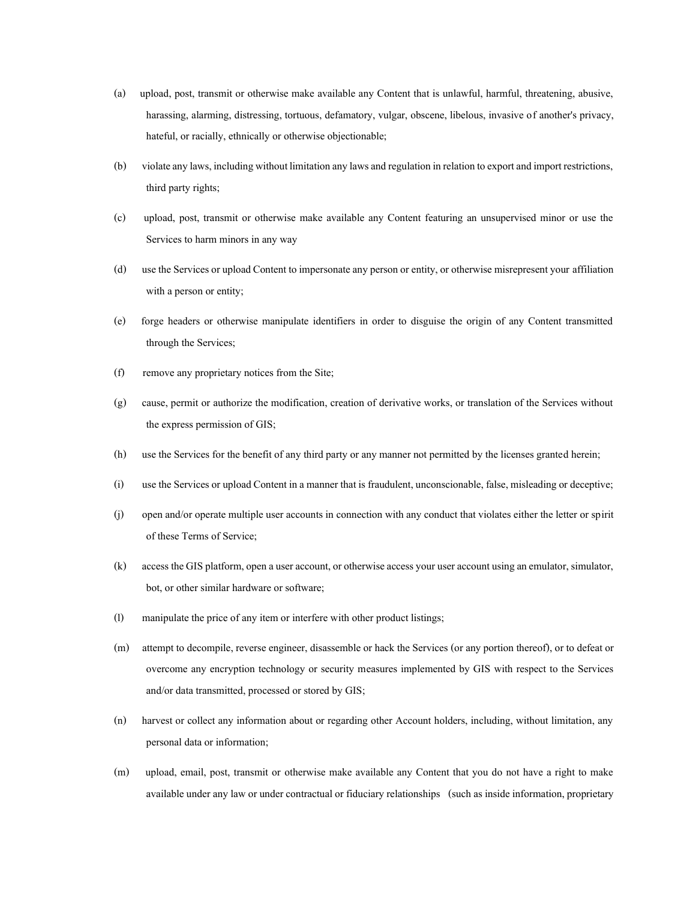(a) upload, post, transmit or otherwise make available any Content that is unlawful, harmful, threatening, abusive, harassing, alarming, distressing, tortuous, defamatory, vulgar, obscene, libelous, invasive of another's privacy, hateful, or racially, ethnically or otherwise objectionable;

(b) violate any laws, including without limitation any laws and regulation in relation to export and import restrictions, third party rights;

(c) upload, post, transmit or otherwise make available any Content featuring an unsupervised minor or use the Services to harm minors in any way

(d) use the Services or upload Content to impersonate any person or entity, or otherwise misrepresent your affiliation with a person or entity;

(e) forge headers or otherwise manipulate identifiers in order to disguise the origin of any Content transmitted through the Services;

(f) remove any proprietary notices from the Site;

(g) cause, permit or authorize the modification, creation of derivative works, or translation of the Services without the express permission of GIS;

(h) use the Services for the benefit of any third party or any manner not permitted by the licenses granted herein;

(i) use the Services or upload Content in a manner that is fraudulent, unconscionable, false, misleading or deceptive;

(j) open and/or operate multiple user accounts in connection with any conduct that violates either the letter or spirit of these Terms of Service;

(k) access the GIS platform, open a user account, or otherwise access your user account using an emulator, simulator, bot, or other similar hardware or software;

(l) manipulate the price of any item or interfere with other product listings;

(m) attempt to decompile, reverse engineer, disassemble or hack the Services (or any portion thereof), or to defeat or overcome any encryption technology or security measures implemented by GIS with respect to the Services and/or data transmitted, processed or stored by GIS;

(n) harvest or collect any information about or regarding other Account holders, including, without limitation, any personal data or information;

(m) upload, email, post, transmit or otherwise make available any Content that you do not have a right to make available under any law or under contractual or fiduciary relationships (such as inside information, proprietary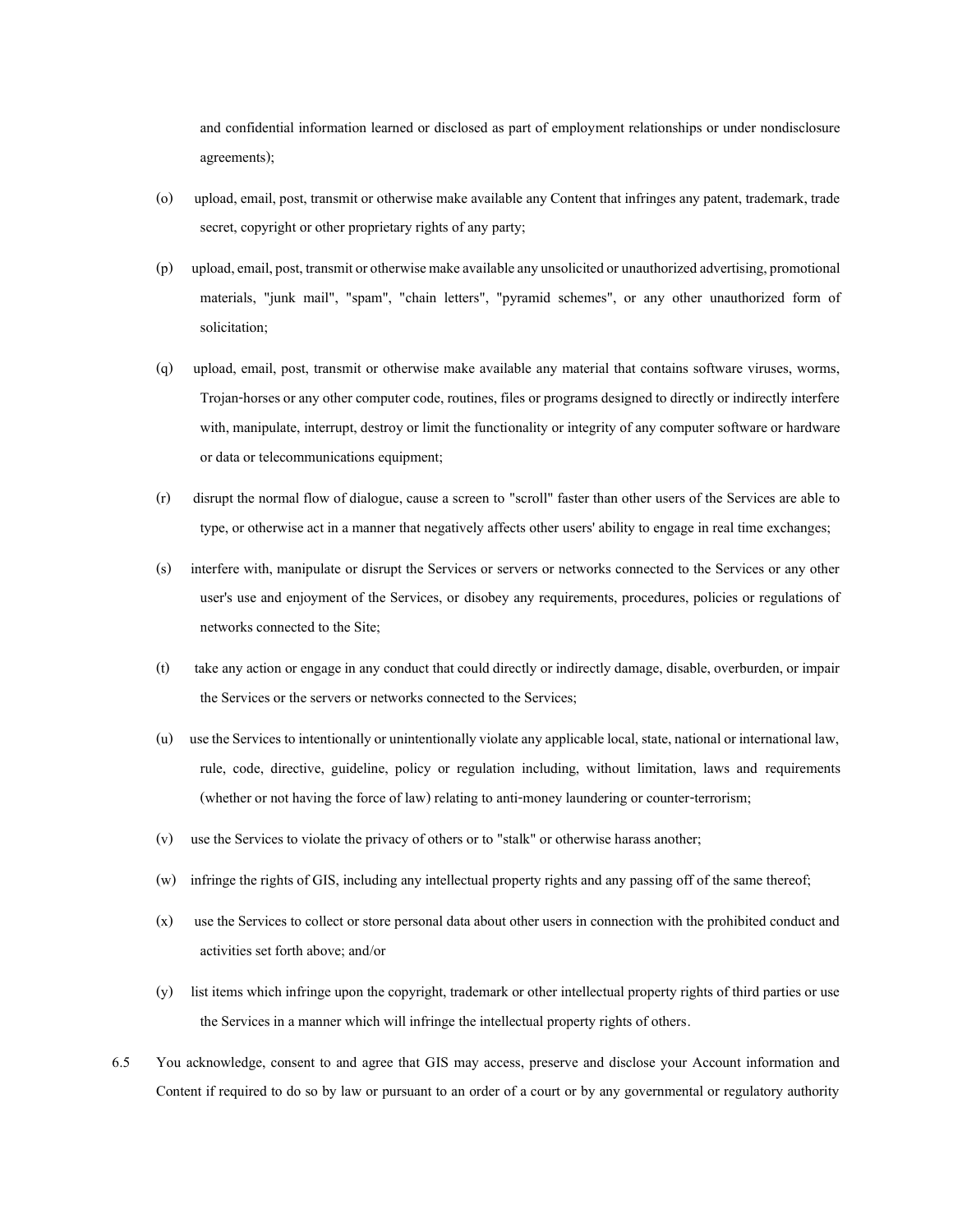and confidential information learned or disclosed as part of employment relationships or under nondisclosure agreements);

(o) upload, email, post, transmit or otherwise make available any Content that infringes any patent, trademark, trade secret, copyright or other proprietary rights of any party;

(p) upload, email, post, transmit or otherwise make available any unsolicited or unauthorized advertising, promotional materials, "junk mail", "spam", "chain letters", "pyramid schemes", or any other unauthorized form of solicitation;

(q) upload, email, post, transmit or otherwise make available any material that contains software viruses, worms, Trojan-horses or any other computer code, routines, files or programs designed to directly or indirectly interfere with, manipulate, interrupt, destroy or limit the functionality or integrity of any computer software or hardware or data or telecommunications equipment;

(r) disrupt the normal flow of dialogue, cause a screen to "scroll" faster than other users of the Services are able to type, or otherwise act in a manner that negatively affects other users' ability to engage in real time exchanges;

(s) interfere with, manipulate or disrupt the Services or servers or networks connected to the Services or any other user's use and enjoyment of the Services, or disobey any requirements, procedures, policies or regulations of networks connected to the Site;

(t) take any action or engage in any conduct that could directly or indirectly damage, disable, overburden, or impair the Services or the servers or networks connected to the Services;

(u) use the Services to intentionally or unintentionally violate any applicable local, state, national or international law, rule, code, directive, guideline, policy or regulation including, without limitation, laws and requirements (whether or not having the force of law) relating to anti-money laundering or counter-terrorism;

(v) use the Services to violate the privacy of others or to "stalk" or otherwise harass another;

(w) infringe the rights of GIS, including any intellectual property rights and any passing off of the same thereof;

(x) use the Services to collect or store personal data about other users in connection with the prohibited conduct and activities set forth above; and/or

(y) list items which infringe upon the copyright, trademark or other intellectual property rights of third parties or use the Services in a manner which will infringe the intellectual property rights of others.

6.5 You acknowledge, consent to and agree that GIS may access, preserve and disclose your Account information and Content if required to do so by law or pursuant to an order of a court or by any governmental or regulatory authority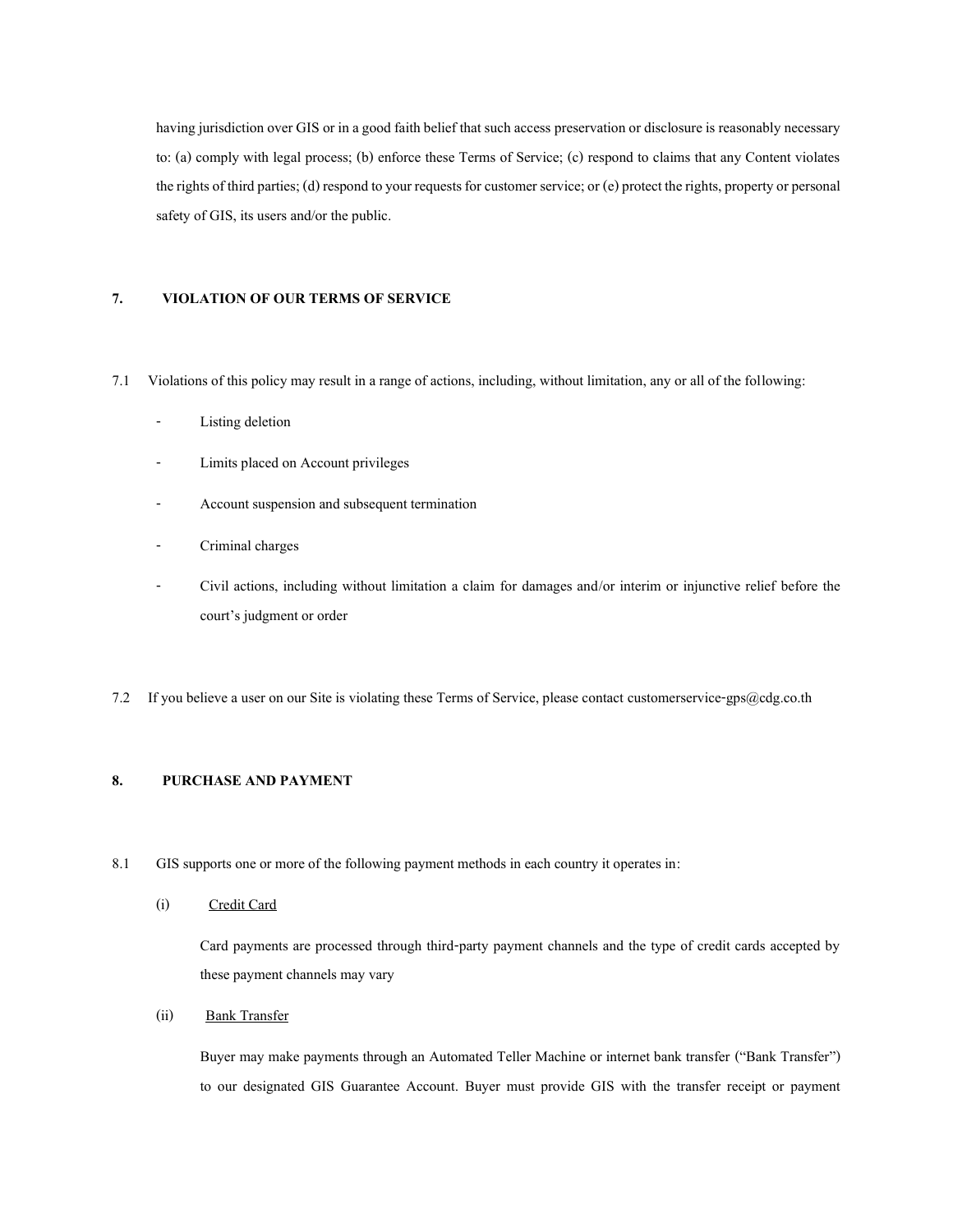having jurisdiction over GIS or in a good faith belief that such access preservation or disclosure is reasonably necessary to: (a) comply with legal process; (b) enforce these Terms of Service; (c) respond to claims that any Content violates the rights of third parties; (d) respond to your requests for customer service; or (e) protect the rights, property or personal safety of GIS, its users and/or the public.

## 7. VIOLATION OF OUR TERMS OF SERVICE

7.1 Violations of this policy may result in a range of actions, including, without limitation, any or all of the following:

- Listing deletion
- Limits placed on Account privileges
- Account suspension and subsequent termination
- Criminal charges
- Civil actions, including without limitation a claim for damages and/or interim or injunctive relief before the court's judgment or order

7.2 If you believe a user on our Site is violating these Terms of Service, please contact customerservice-gps@cdg.co.th

## 8. PURCHASE AND PAYMENT

8.1 GIS supports one or more of the following payment methods in each country it operates in:

(i) <u>Credit Card</u>

Card payments are processed through third-party payment channels and the type of credit cards accepted by these payment channels may vary

(ii) <u>Bank Transfer</u>

Buyer may make payments through an Automated Teller Machine or internet bank transfer ("Bank Transfer") to our designated GIS Guarantee Account. Buyer must provide GIS with the transfer receipt or payment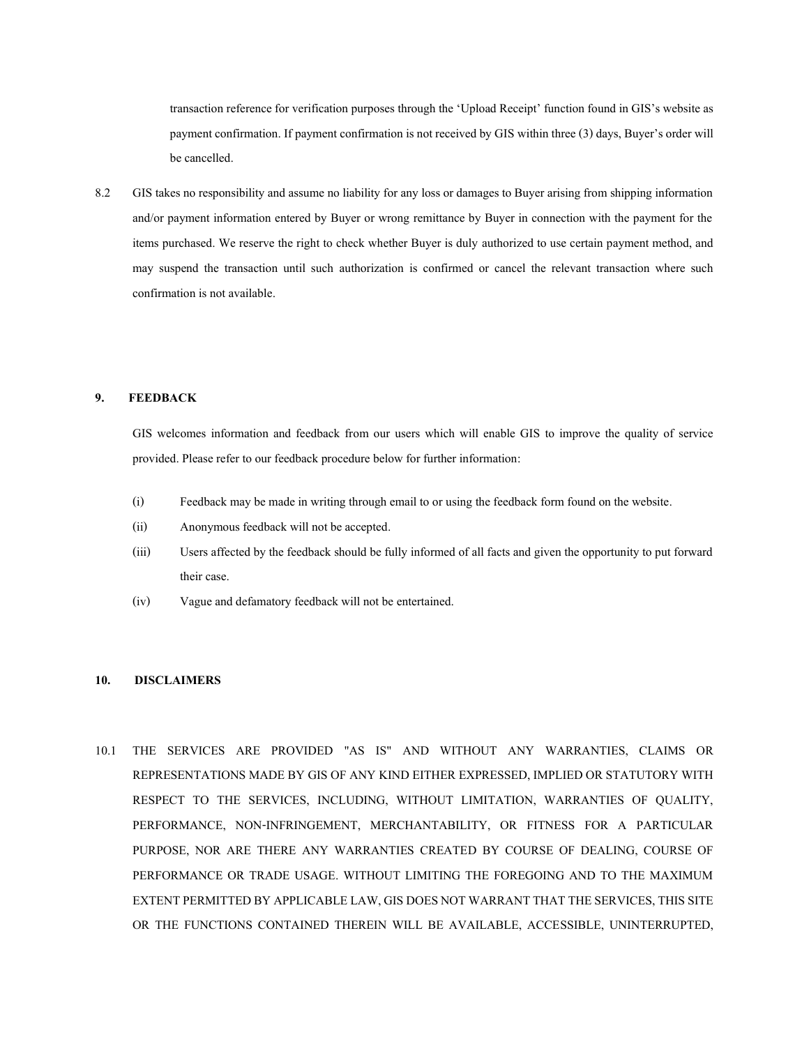transaction reference for verification purposes through the 'Upload Receipt' function found in GIS's website as payment confirmation. If payment confirmation is not received by GIS within three (3) days, Buyer's order will be cancelled.

8.2 GIS takes no responsibility and assume no liability for any loss or damages to Buyer arising from shipping information and/or payment information entered by Buyer or wrong remittance by Buyer in connection with the payment for the items purchased. We reserve the right to check whether Buyer is duly authorized to use certain payment method, and may suspend the transaction until such authorization is confirmed or cancel the relevant transaction where such confirmation is not available.

## 9. FEEDBACK

GIS welcomes information and feedback from our users which will enable GIS to improve the quality of service provided. Please refer to our feedback procedure below for further information:

(i) Feedback may be made in writing through email to or using the feedback form found on the website.

(ii) Anonymous feedback will not be accepted.

(iii) Users affected by the feedback should be fully informed of all facts and given the opportunity to put forward their case.

(iv) Vague and defamatory feedback will not be entertained.

## 10. DISCLAIMERS

10.1 THE SERVICES ARE PROVIDED "AS IS" AND WITHOUT ANY WARRANTIES, CLAIMS OR REPRESENTATIONS MADE BY GIS OF ANY KIND EITHER EXPRESSED, IMPLIED OR STATUTORY WITH RESPECT TO THE SERVICES, INCLUDING, WITHOUT LIMITATION, WARRANTIES OF QUALITY, PERFORMANCE, NON-INFRINGEMENT, MERCHANTABILITY, OR FITNESS FOR A PARTICULAR PURPOSE, NOR ARE THERE ANY WARRANTIES CREATED BY COURSE OF DEALING, COURSE OF PERFORMANCE OR TRADE USAGE. WITHOUT LIMITING THE FOREGOING AND TO THE MAXIMUM EXTENT PERMITTED BY APPLICABLE LAW, GIS DOES NOT WARRANT THAT THE SERVICES, THIS SITE OR THE FUNCTIONS CONTAINED THEREIN WILL BE AVAILABLE, ACCESSIBLE, UNINTERRUPTED,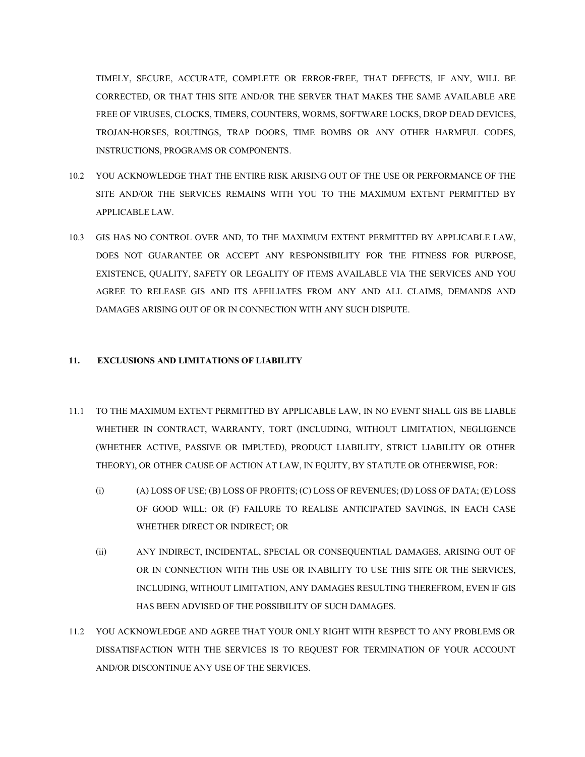TIMELY, SECURE, ACCURATE, COMPLETE OR ERROR-FREE, THAT DEFECTS, IF ANY, WILL BE CORRECTED, OR THAT THIS SITE AND/OR THE SERVER THAT MAKES THE SAME AVAILABLE ARE FREE OF VIRUSES, CLOCKS, TIMERS, COUNTERS, WORMS, SOFTWARE LOCKS, DROP DEAD DEVICES, TROJAN-HORSES, ROUTINGS, TRAP DOORS, TIME BOMBS OR ANY OTHER HARMFUL CODES, INSTRUCTIONS, PROGRAMS OR COMPONENTS.

10.2 YOU ACKNOWLEDGE THAT THE ENTIRE RISK ARISING OUT OF THE USE OR PERFORMANCE OF THE SITE AND/OR THE SERVICES REMAINS WITH YOU TO THE MAXIMUM EXTENT PERMITTED BY APPLICABLE LAW.

10.3 GIS HAS NO CONTROL OVER AND, TO THE MAXIMUM EXTENT PERMITTED BY APPLICABLE LAW, DOES NOT GUARANTEE OR ACCEPT ANY RESPONSIBILITY FOR THE FITNESS FOR PURPOSE, EXISTENCE, QUALITY, SAFETY OR LEGALITY OF ITEMS AVAILABLE VIA THE SERVICES AND YOU AGREE TO RELEASE GIS AND ITS AFFILIATES FROM ANY AND ALL CLAIMS, DEMANDS AND DAMAGES ARISING OUT OF OR IN CONNECTION WITH ANY SUCH DISPUTE.

**11. EXCLUSIONS AND LIMITATIONS OF LIABILITY**

11.1 TO THE MAXIMUM EXTENT PERMITTED BY APPLICABLE LAW, IN NO EVENT SHALL GIS BE LIABLE WHETHER IN CONTRACT, WARRANTY, TORT (INCLUDING, WITHOUT LIMITATION, NEGLIGENCE (WHETHER ACTIVE, PASSIVE OR IMPUTED), PRODUCT LIABILITY, STRICT LIABILITY OR OTHER THEORY), OR OTHER CAUSE OF ACTION AT LAW, IN EQUITY, BY STATUTE OR OTHERWISE, FOR:

(i) (A) LOSS OF USE; (B) LOSS OF PROFITS; (C) LOSS OF REVENUES; (D) LOSS OF DATA; (E) LOSS OF GOOD WILL; OR (F) FAILURE TO REALISE ANTICIPATED SAVINGS, IN EACH CASE WHETHER DIRECT OR INDIRECT; OR

(ii) ANY INDIRECT, INCIDENTAL, SPECIAL OR CONSEQUENTIAL DAMAGES, ARISING OUT OF OR IN CONNECTION WITH THE USE OR INABILITY TO USE THIS SITE OR THE SERVICES, INCLUDING, WITHOUT LIMITATION, ANY DAMAGES RESULTING THEREFROM, EVEN IF GIS HAS BEEN ADVISED OF THE POSSIBILITY OF SUCH DAMAGES.

11.2 YOU ACKNOWLEDGE AND AGREE THAT YOUR ONLY RIGHT WITH RESPECT TO ANY PROBLEMS OR DISSATISFACTION WITH THE SERVICES IS TO REQUEST FOR TERMINATION OF YOUR ACCOUNT AND/OR DISCONTINUE ANY USE OF THE SERVICES.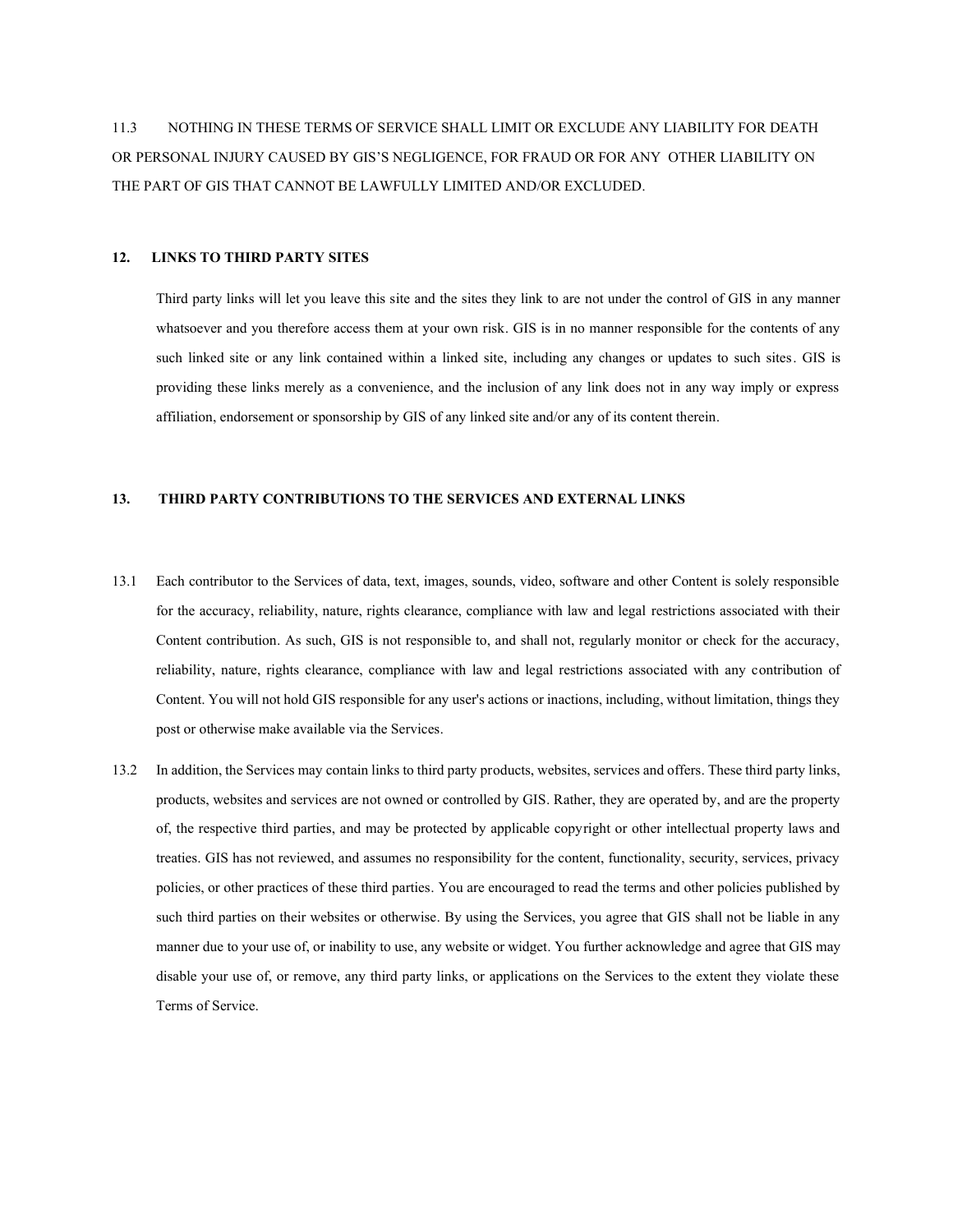11.3 NOTHING IN THESE TERMS OF SERVICE SHALL LIMIT OR EXCLUDE ANY LIABILITY FOR DEATH OR PERSONAL INJURY CAUSED BY GIS'S NEGLIGENCE, FOR FRAUD OR FOR ANY OTHER LIABILITY ON THE PART OF GIS THAT CANNOT BE LAWFULLY LIMITED AND/OR EXCLUDED.

## 12. LINKS TO THIRD PARTY SITES

Third party links will let you leave this site and the sites they link to are not under the control of GIS in any manner whatsoever and you therefore access them at your own risk. GIS is in no manner responsible for the contents of any such linked site or any link contained within a linked site, including any changes or updates to such sites. GIS is providing these links merely as a convenience, and the inclusion of any link does not in any way imply or express affiliation, endorsement or sponsorship by GIS of any linked site and/or any of its content therein.

## 13. THIRD PARTY CONTRIBUTIONS TO THE SERVICES AND EXTERNAL LINKS

13.1 Each contributor to the Services of data, text, images, sounds, video, software and other Content is solely responsible for the accuracy, reliability, nature, rights clearance, compliance with law and legal restrictions associated with their Content contribution. As such, GIS is not responsible to, and shall not, regularly monitor or check for the accuracy, reliability, nature, rights clearance, compliance with law and legal restrictions associated with any contribution of Content. You will not hold GIS responsible for any user's actions or inactions, including, without limitation, things they post or otherwise make available via the Services.

13.2 In addition, the Services may contain links to third party products, websites, services and offers. These third party links, products, websites and services are not owned or controlled by GIS. Rather, they are operated by, and are the property of, the respective third parties, and may be protected by applicable copyright or other intellectual property laws and treaties. GIS has not reviewed, and assumes no responsibility for the content, functionality, security, services, privacy policies, or other practices of these third parties. You are encouraged to read the terms and other policies published by such third parties on their websites or otherwise. By using the Services, you agree that GIS shall not be liable in any manner due to your use of, or inability to use, any website or widget. You further acknowledge and agree that GIS may disable your use of, or remove, any third party links, or applications on the Services to the extent they violate these Terms of Service.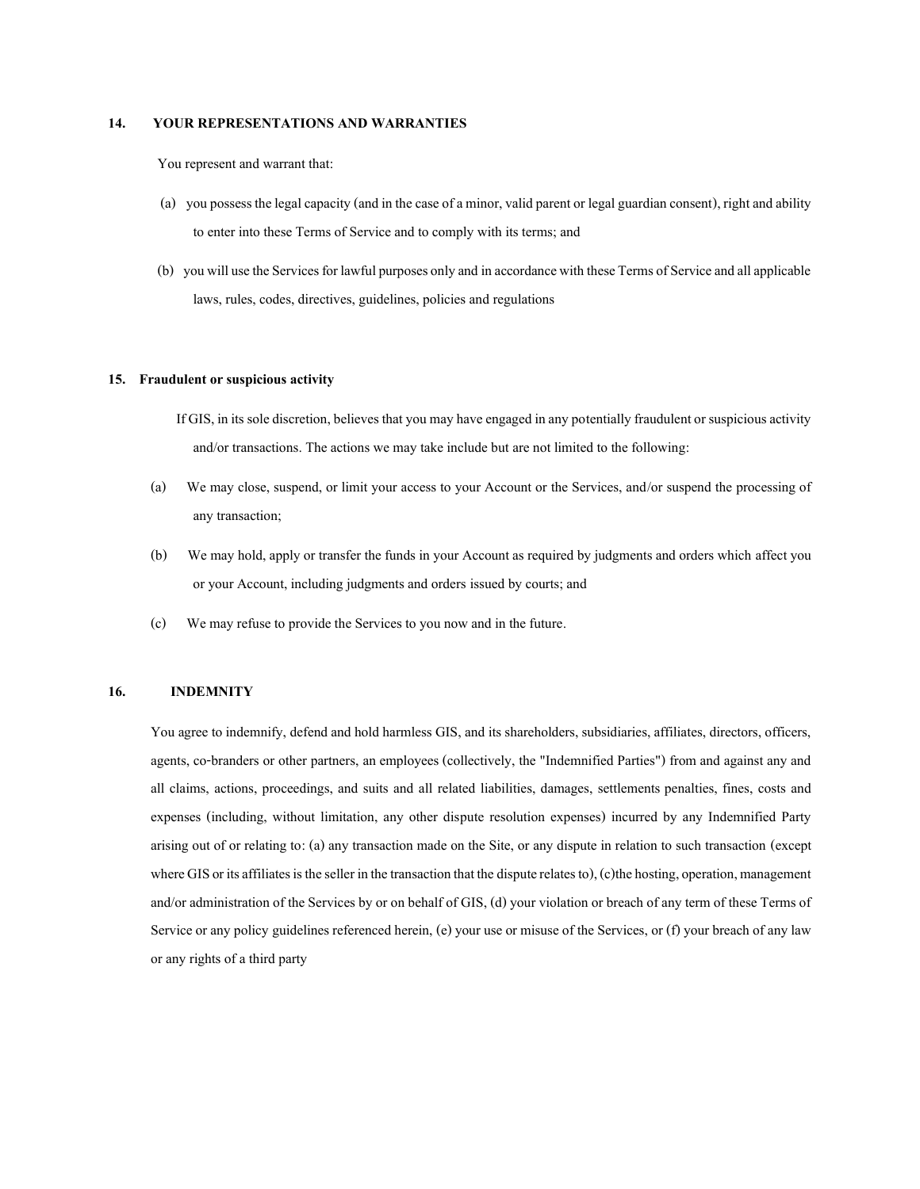## 14. YOUR REPRESENTATIONS AND WARRANTIES

You represent and warrant that:

(a) you possess the legal capacity (and in the case of a minor, valid parent or legal guardian consent), right and ability to enter into these Terms of Service and to comply with its terms; and

(b) you will use the Services for lawful purposes only and in accordance with these Terms of Service and all applicable laws, rules, codes, directives, guidelines, policies and regulations

## 15. Fraudulent or suspicious activity

If GIS, in its sole discretion, believes that you may have engaged in any potentially fraudulent or suspicious activity and/or transactions. The actions we may take include but are not limited to the following:

(a) We may close, suspend, or limit your access to your Account or the Services, and/or suspend the processing of any transaction;

(b) We may hold, apply or transfer the funds in your Account as required by judgments and orders which affect you or your Account, including judgments and orders issued by courts; and

(c) We may refuse to provide the Services to you now and in the future.

## 16. INDEMNITY

You agree to indemnify, defend and hold harmless GIS, and its shareholders, subsidiaries, affiliates, directors, officers, agents, co-branders or other partners, an employees (collectively, the "Indemnified Parties") from and against any and all claims, actions, proceedings, and suits and all related liabilities, damages, settlements penalties, fines, costs and expenses (including, without limitation, any other dispute resolution expenses) incurred by any Indemnified Party arising out of or relating to: (a) any transaction made on the Site, or any dispute in relation to such transaction (except where GIS or its affiliates is the seller in the transaction that the dispute relates to), (c)the hosting, operation, management and/or administration of the Services by or on behalf of GIS, (d) your violation or breach of any term of these Terms of Service or any policy guidelines referenced herein, (e) your use or misuse of the Services, or (f) your breach of any law or any rights of a third party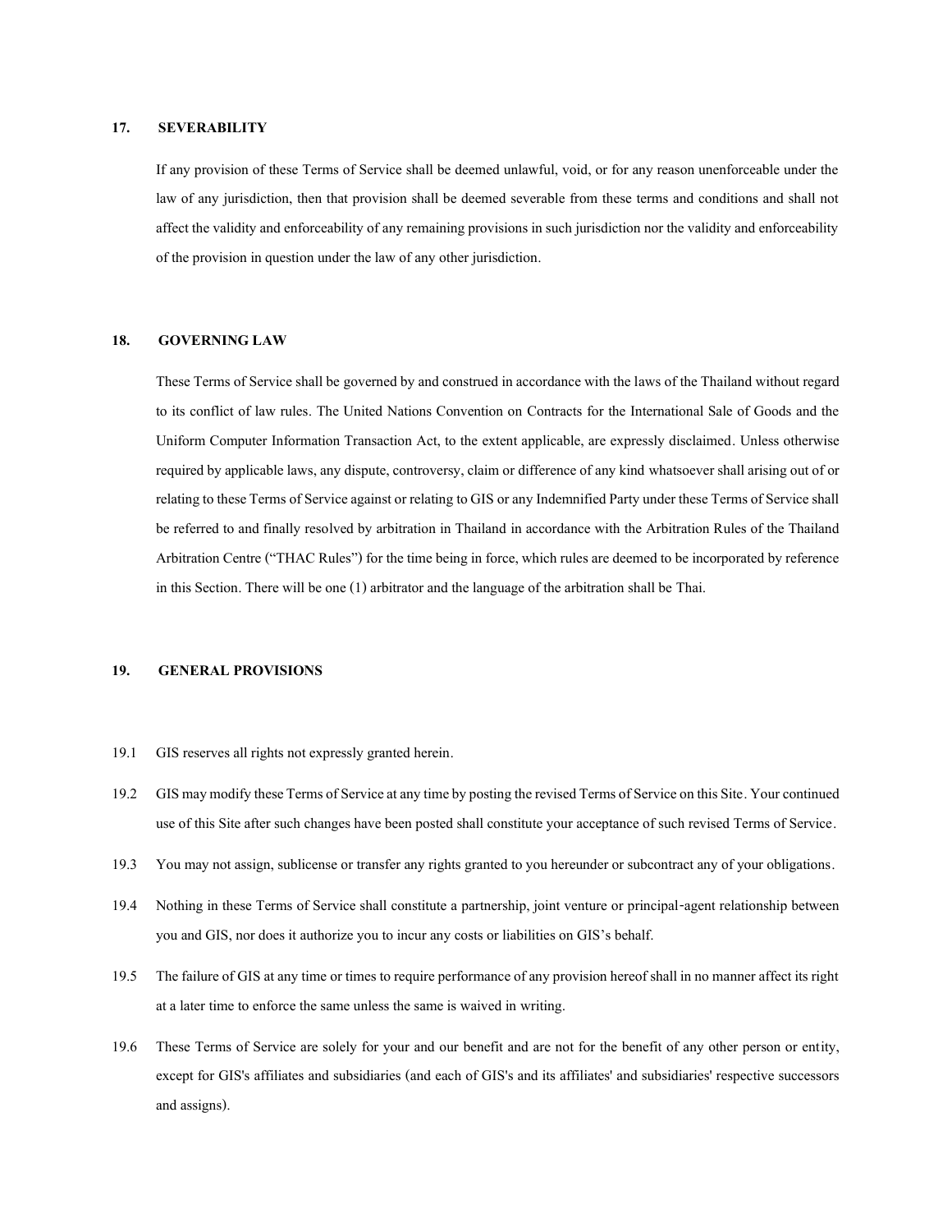## 17. SEVERABILITY

If any provision of these Terms of Service shall be deemed unlawful, void, or for any reason unenforceable under the law of any jurisdiction, then that provision shall be deemed severable from these terms and conditions and shall not affect the validity and enforceability of any remaining provisions in such jurisdiction nor the validity and enforceability of the provision in question under the law of any other jurisdiction.

## 18. GOVERNING LAW

These Terms of Service shall be governed by and construed in accordance with the laws of the Thailand without regard to its conflict of law rules. The United Nations Convention on Contracts for the International Sale of Goods and the Uniform Computer Information Transaction Act, to the extent applicable, are expressly disclaimed. Unless otherwise required by applicable laws, any dispute, controversy, claim or difference of any kind whatsoever shall arising out of or relating to these Terms of Service against or relating to GIS or any Indemnified Party under these Terms of Service shall be referred to and finally resolved by arbitration in Thailand in accordance with the Arbitration Rules of the Thailand Arbitration Centre ("THAC Rules") for the time being in force, which rules are deemed to be incorporated by reference in this Section. There will be one (1) arbitrator and the language of the arbitration shall be Thai.

## 19. GENERAL PROVISIONS

19.1 GIS reserves all rights not expressly granted herein.

19.2 GIS may modify these Terms of Service at any time by posting the revised Terms of Service on this Site. Your continued use of this Site after such changes have been posted shall constitute your acceptance of such revised Terms of Service.

19.3 You may not assign, sublicense or transfer any rights granted to you hereunder or subcontract any of your obligations.

19.4 Nothing in these Terms of Service shall constitute a partnership, joint venture or principal-agent relationship between you and GIS, nor does it authorize you to incur any costs or liabilities on GIS's behalf.

19.5 The failure of GIS at any time or times to require performance of any provision hereof shall in no manner affect its right at a later time to enforce the same unless the same is waived in writing.

19.6 These Terms of Service are solely for your and our benefit and are not for the benefit of any other person or entity, except for GIS's affiliates and subsidiaries (and each of GIS's and its affiliates' and subsidiaries' respective successors and assigns).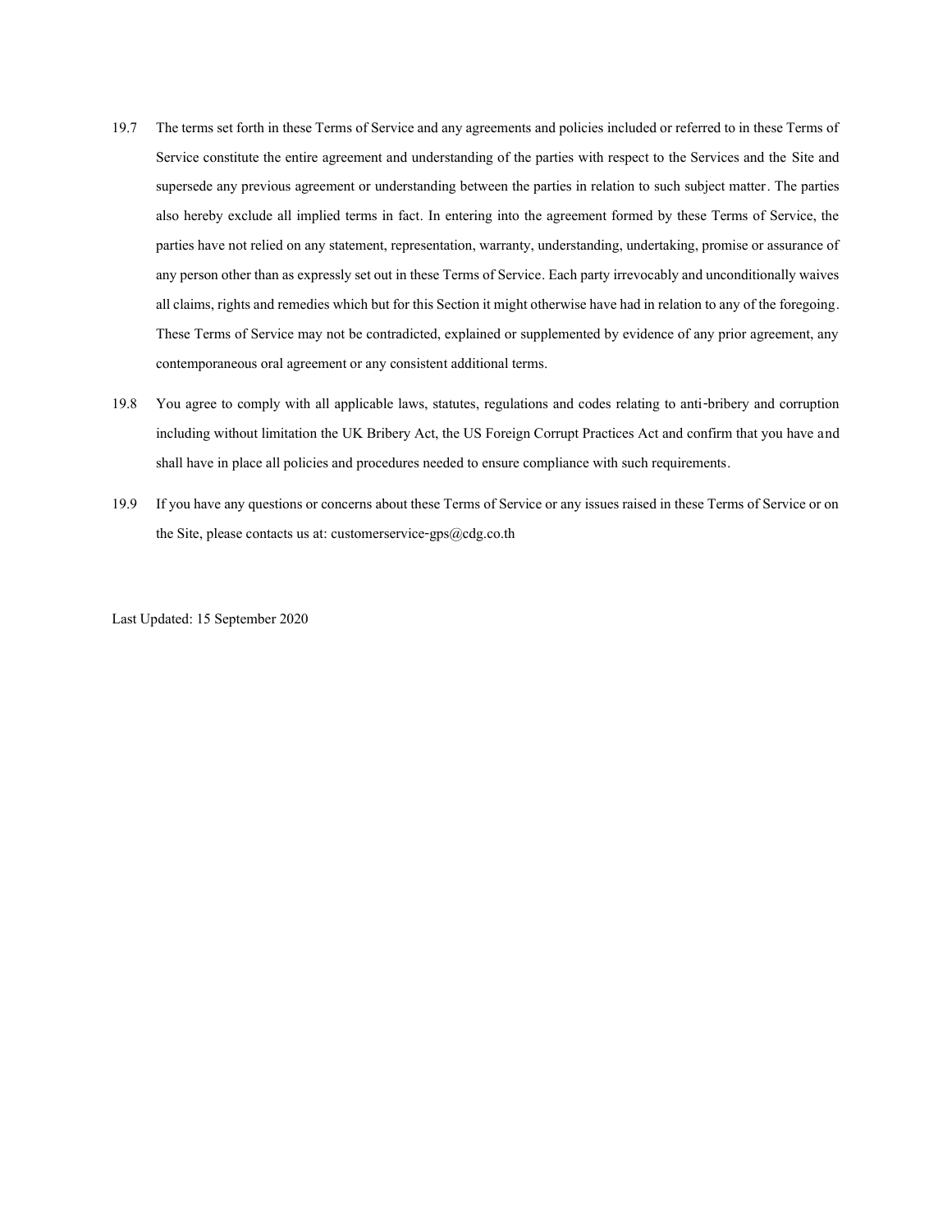19.7 The terms set forth in these Terms of Service and any agreements and policies included or referred to in these Terms of Service constitute the entire agreement and understanding of the parties with respect to the Services and the Site and supersede any previous agreement or understanding between the parties in relation to such subject matter. The parties also hereby exclude all implied terms in fact. In entering into the agreement formed by these Terms of Service, the parties have not relied on any statement, representation, warranty, understanding, undertaking, promise or assurance of any person other than as expressly set out in these Terms of Service. Each party irrevocably and unconditionally waives all claims, rights and remedies which but for this Section it might otherwise have had in relation to any of the foregoing. These Terms of Service may not be contradicted, explained or supplemented by evidence of any prior agreement, any contemporaneous oral agreement or any consistent additional terms.

19.8 You agree to comply with all applicable laws, statutes, regulations and codes relating to anti-bribery and corruption including without limitation the UK Bribery Act, the US Foreign Corrupt Practices Act and confirm that you have and shall have in place all policies and procedures needed to ensure compliance with such requirements.

19.9 If you have any questions or concerns about these Terms of Service or any issues raised in these Terms of Service or on the Site, please contacts us at: customerservice-gps@cdg.co.th

Last Updated: 15 September 2020